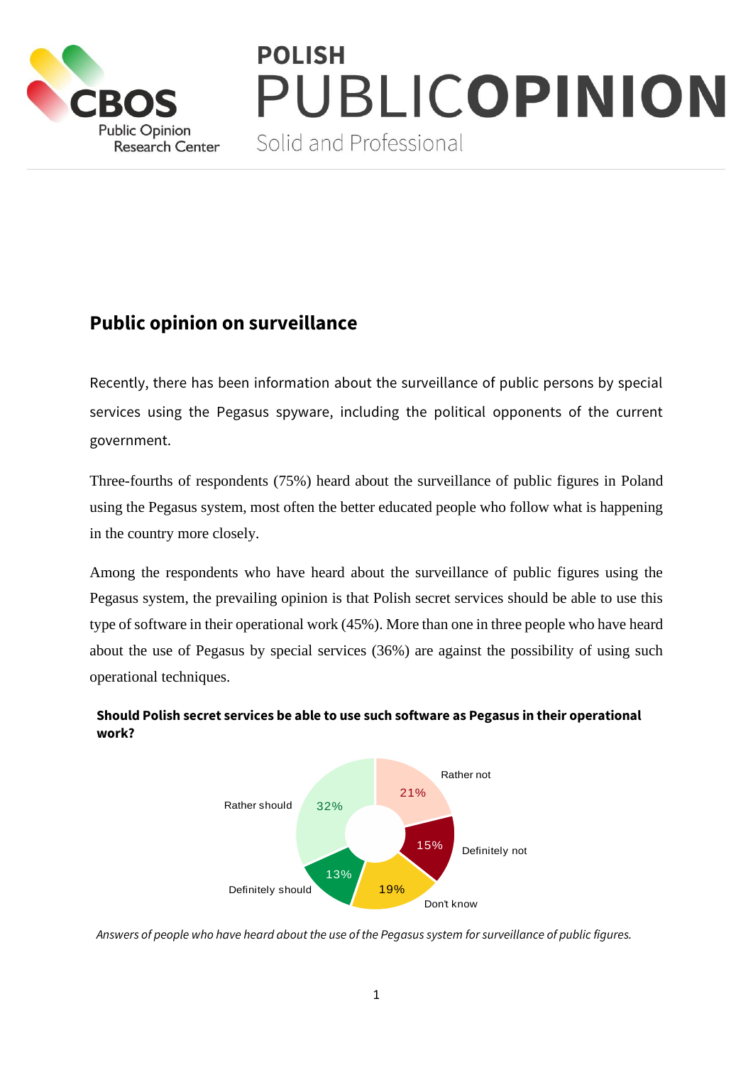**CBOS** Public Opinion Research Center

**POLISH PUBLICOPINION**

Solid and Professional

## Public opinion on surveillance

Recently, there has been information about the surveillance of public persons by special services using the Pegasus spyware, including the political opponents of the current government.

Three-fourths of respondents (75%) heard about the surveillance of public figures in Poland using the Pegasus system, most often the better educated people who follow what is happening in the country more closely.

Among the respondents who have heard about the surveillance of public figures using the Pegasus system, the prevailing opinion is that Polish secret services should be able to use this type of software in their operational work (45%). More than one in three people who have heard about the use of Pegasus by special services (36%) are against the possibility of using such operational techniques.

**Should Polish secret services be able to use such software as Pegasus in their operational work?**

| Answer | % |
|---|---|
| Definitely should | 13% |
| Rather should | 32% |
| Rather not | 21% |
| Definitely not | 15% |
| Don't know | 19% |

*Answers of people who have heard about the use of the Pegasus system for surveillance of public figures.*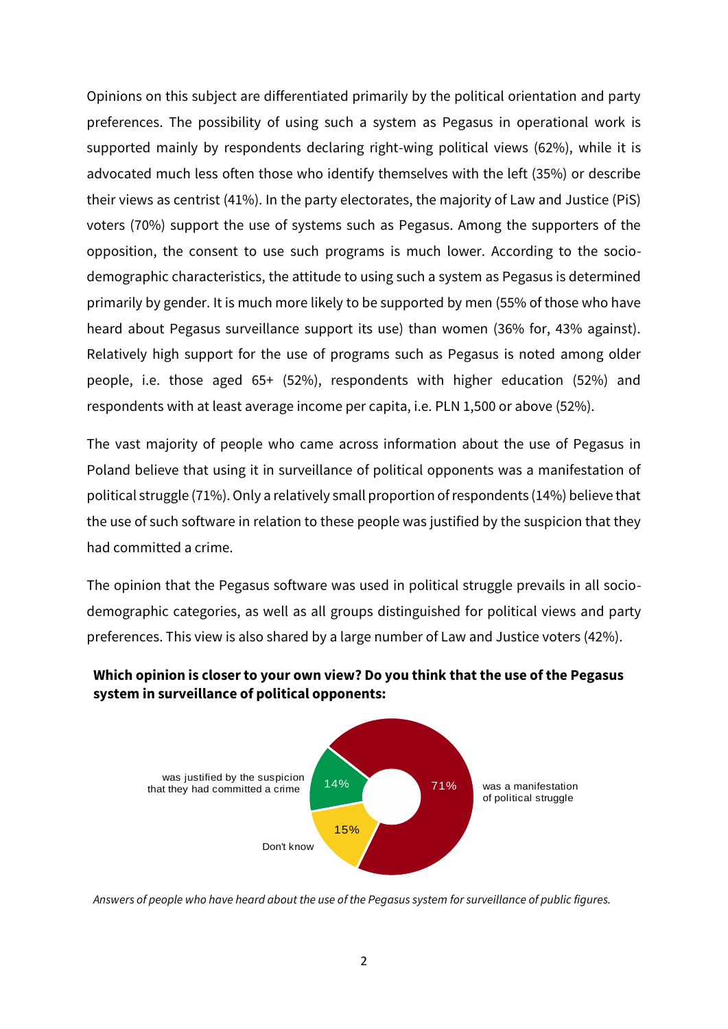Opinions on this subject are differentiated primarily by the political orientation and party preferences. The possibility of using such a system as Pegasus in operational work is supported mainly by respondents declaring right-wing political views (62%), while it is advocated much less often those who identify themselves with the left (35%) or describe their views as centrist (41%). In the party electorates, the majority of Law and Justice (PiS) voters (70%) support the use of systems such as Pegasus. Among the supporters of the opposition, the consent to use such programs is much lower. According to the socio-demographic characteristics, the attitude to using such a system as Pegasus is determined primarily by gender. It is much more likely to be supported by men (55% of those who have heard about Pegasus surveillance support its use) than women (36% for, 43% against). Relatively high support for the use of programs such as Pegasus is noted among older people, i.e. those aged 65+ (52%), respondents with higher education (52%) and respondents with at least average income per capita, i.e. PLN 1,500 or above (52%).

The vast majority of people who came across information about the use of Pegasus in Poland believe that using it in surveillance of political opponents was a manifestation of political struggle (71%). Only a relatively small proportion of respondents (14%) believe that the use of such software in relation to these people was justified by the suspicion that they had committed a crime.

The opinion that the Pegasus software was used in political struggle prevails in all socio-demographic categories, as well as all groups distinguished for political views and party preferences. This view is also shared by a large number of Law and Justice voters (42%).

**Which opinion is closer to your own view? Do you think that the use of the Pegasus system in surveillance of political opponents:**

| Answer | % |
|---|---|
| was a manifestation of political struggle | 71% |
| was justified by the suspicion that they had committed a crime | 14% |
| Don't know | 15% |

*Answers of people who have heard about the use of the Pegasus system for surveillance of public figures.*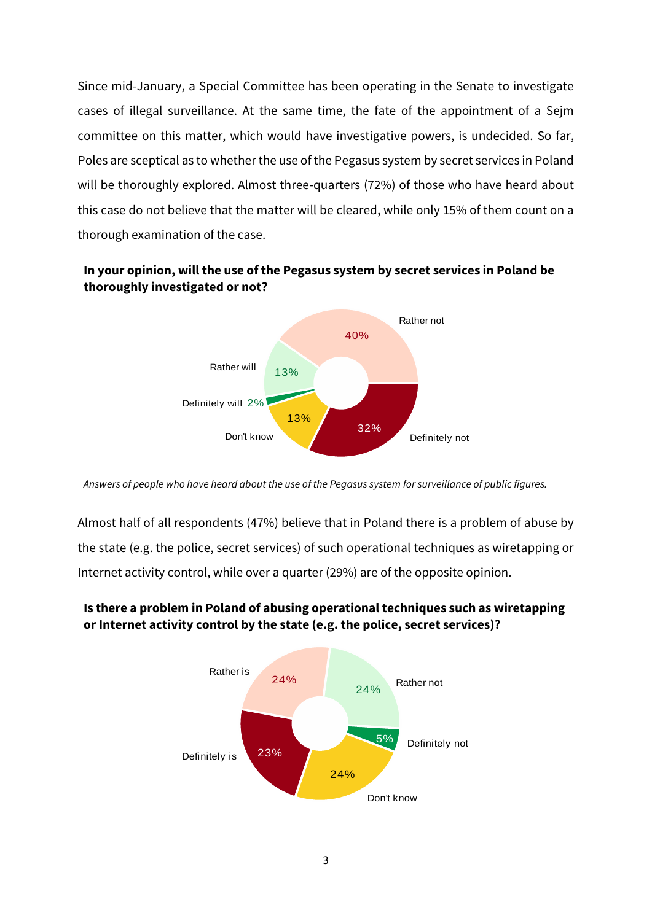Since mid-January, a Special Committee has been operating in the Senate to investigate cases of illegal surveillance. At the same time, the fate of the appointment of a Sejm committee on this matter, which would have investigative powers, is undecided. So far, Poles are sceptical as to whether the use of the Pegasus system by secret services in Poland will be thoroughly explored. Almost three-quarters (72%) of those who have heard about this case do not believe that the matter will be cleared, while only 15% of them count on a thorough examination of the case.

**In your opinion, will the use of the Pegasus system by secret services in Poland be thoroughly investigated or not?**

| Answer | % |
|---|---|
| Definitely will | 2% |
| Rather will | 13% |
| Rather not | 40% |
| Definitely not | 32% |
| Don't know | 13% |

*Answers of people who have heard about the use of the Pegasus system for surveillance of public figures.*

Almost half of all respondents (47%) believe that in Poland there is a problem of abuse by the state (e.g. the police, secret services) of such operational techniques as wiretapping or Internet activity control, while over a quarter (29%) are of the opposite opinion.

**Is there a problem in Poland of abusing operational techniques such as wiretapping or Internet activity control by the state (e.g. the police, secret services)?**

| Answer | % |
|---|---|
| Definitely is | 23% |
| Rather is | 24% |
| Rather not | 24% |
| Definitely not | 5% |
| Don't know | 24% |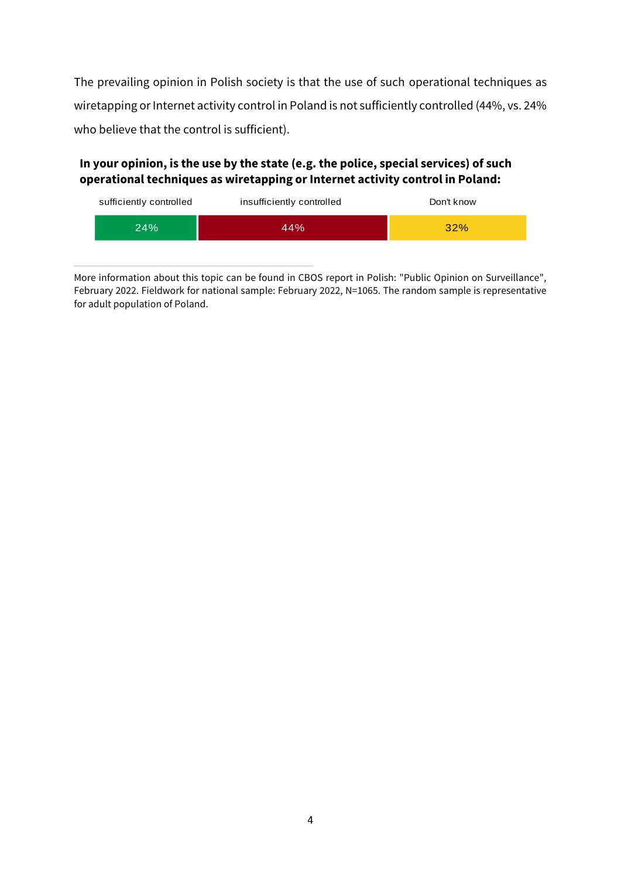The prevailing opinion in Polish society is that the use of such operational techniques as wiretapping or Internet activity control in Poland is not sufficiently controlled (44%, vs. 24% who believe that the control is sufficient).

**In your opinion, is the use by the state (e.g. the police, special services) of such operational techniques as wiretapping or Internet activity control in Poland:**

sufficiently controlled
insufficiently controlled
Don't know

24%
44%
32%

---

More information about this topic can be found in CBOS report in Polish: "Public Opinion on Surveillance", February 2022. Fieldwork for national sample: February 2022, N=1065. The random sample is representative for adult population of Poland.